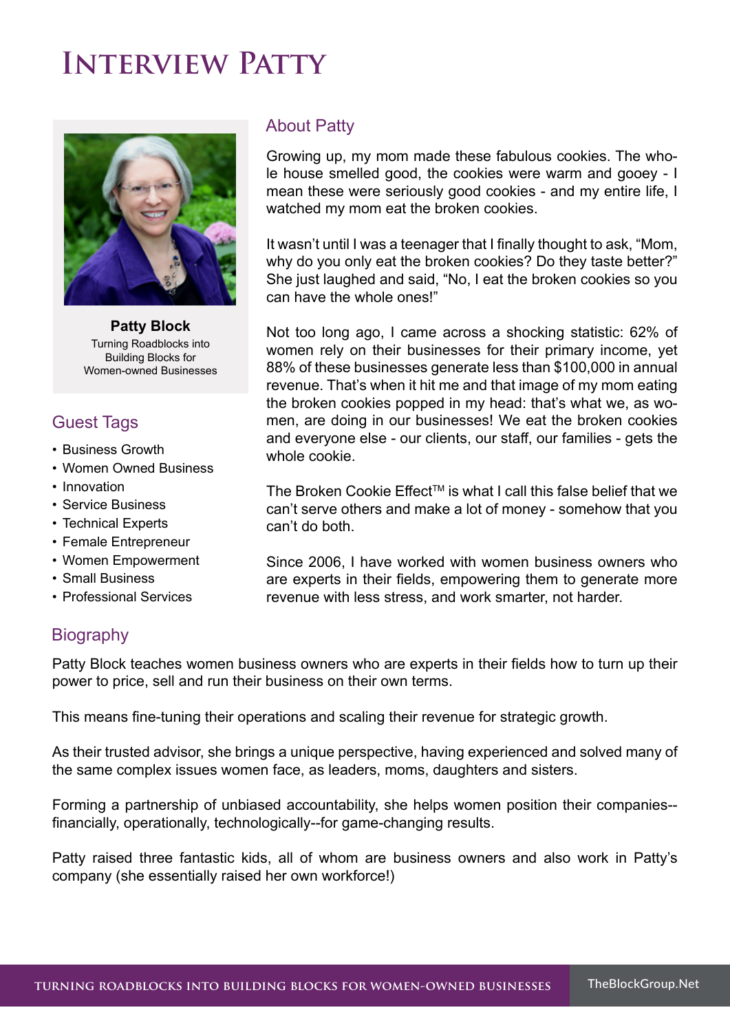# Interview Patty

**Patty Block**
Turning Roadblocks into Building Blocks for Women-owned Businesses

## About Patty

Growing up, my mom made these fabulous cookies. The whole house smelled good, the cookies were warm and gooey - I mean these were seriously good cookies - and my entire life, I watched my mom eat the broken cookies.

It wasn't until I was a teenager that I finally thought to ask, "Mom, why do you only eat the broken cookies? Do they taste better?" She just laughed and said, "No, I eat the broken cookies so you can have the whole ones!"

Not too long ago, I came across a shocking statistic: 62% of women rely on their businesses for their primary income, yet 88% of these businesses generate less than $100,000 in annual revenue. That's when it hit me and that image of my mom eating the broken cookies popped in my head: that's what we, as women, are doing in our businesses! We eat the broken cookies and everyone else - our clients, our staff, our families - gets the whole cookie.

The Broken Cookie Effect™ is what I call this false belief that we can't serve others and make a lot of money - somehow that you can't do both.

Since 2006, I have worked with women business owners who are experts in their fields, empowering them to generate more revenue with less stress, and work smarter, not harder.

## Guest Tags

- Business Growth
- Women Owned Business
- Innovation
- Service Business
- Technical Experts
- Female Entrepreneur
- Women Empowerment
- Small Business
- Professional Services

## Biography

Patty Block teaches women business owners who are experts in their fields how to turn up their power to price, sell and run their business on their own terms.

This means fine-tuning their operations and scaling their revenue for strategic growth.

As their trusted advisor, she brings a unique perspective, having experienced and solved many of the same complex issues women face, as leaders, moms, daughters and sisters.

Forming a partnership of unbiased accountability, she helps women position their companies--financially, operationally, technologically--for game-changing results.

Patty raised three fantastic kids, all of whom are business owners and also work in Patty's company (she essentially raised her own workforce!)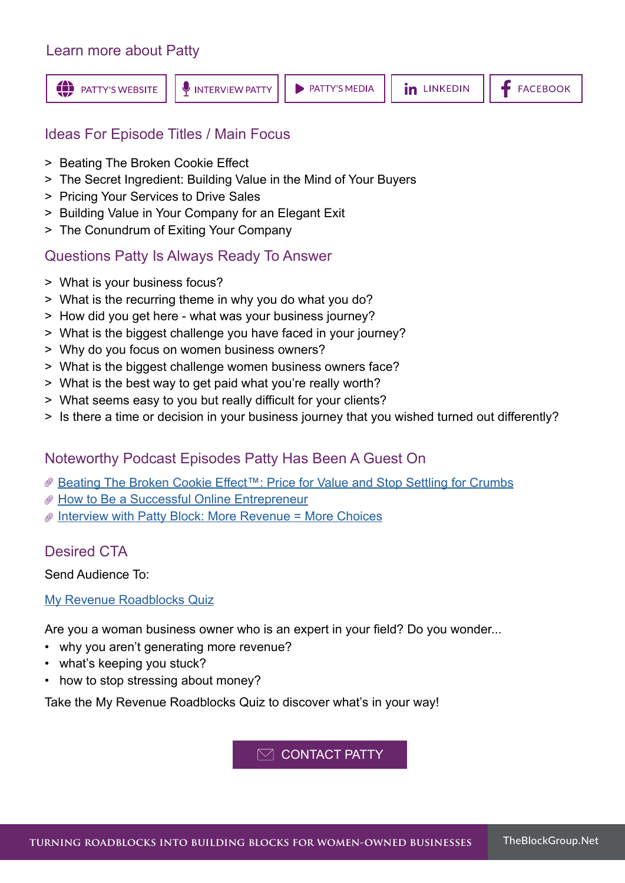## Learn more about Patty

PATTY'S WEBSITE | INTERVIEW PATTY | PATTY'S MEDIA | LINKEDIN | FACEBOOK

## Ideas For Episode Titles / Main Focus

> Beating The Broken Cookie Effect
> The Secret Ingredient: Building Value in the Mind of Your Buyers
> Pricing Your Services to Drive Sales
> Building Value in Your Company for an Elegant Exit
> The Conundrum of Exiting Your Company

## Questions Patty Is Always Ready To Answer

> What is your business focus?
> What is the recurring theme in why you do what you do?
> How did you get here - what was your business journey?
> What is the biggest challenge you have faced in your journey?
> Why do you focus on women business owners?
> What is the biggest challenge women business owners face?
> What is the best way to get paid what you're really worth?
> What seems easy to you but really difficult for your clients?
> Is there a time or decision in your business journey that you wished turned out differently?

## Noteworthy Podcast Episodes Patty Has Been A Guest On

- Beating The Broken Cookie Effect™: Price for Value and Stop Settling for Crumbs
- How to Be a Successful Online Entrepreneur
- Interview with Patty Block: More Revenue = More Choices

## Desired CTA

Send Audience To:

My Revenue Roadblocks Quiz

Are you a woman business owner who is an expert in your field? Do you wonder...

- why you aren't generating more revenue?
- what's keeping you stuck?
- how to stop stressing about money?

Take the My Revenue Roadblocks Quiz to discover what's in your way!

CONTACT PATTY

TURNING ROADBLOCKS INTO BUILDING BLOCKS FOR WOMEN-OWNED BUSINESSES — TheBlockGroup.Net